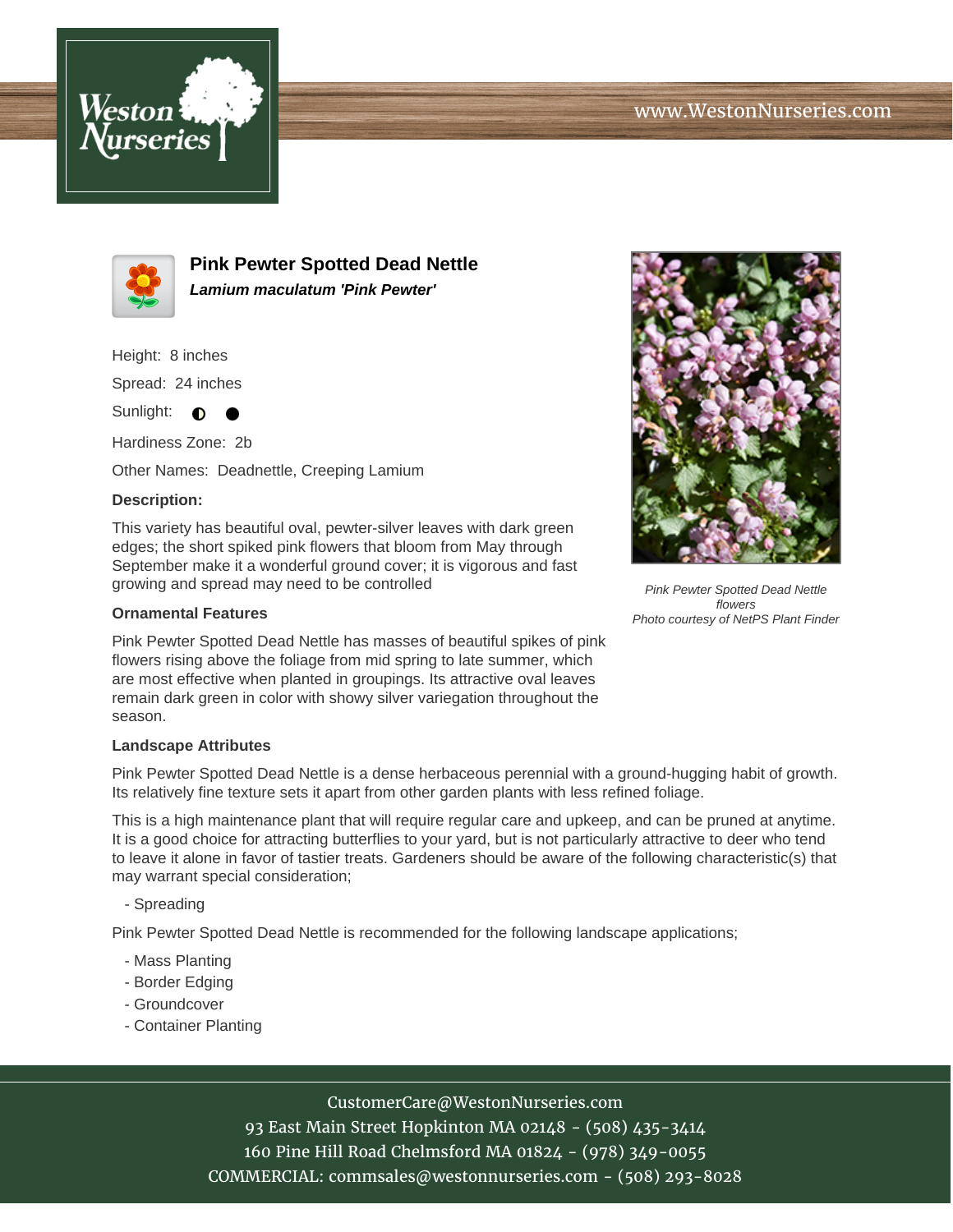# Pink Pewter Spotted Dead Nettle

***Lamium maculatum 'Pink Pewter'***

Height: 8 inches

Spread: 24 inches

Sunlight: ◐ ●

Hardiness Zone: 2b

Other Names: Deadnettle, Creeping Lamium

**Description:**

This variety has beautiful oval, pewter-silver leaves with dark green edges; the short spiked pink flowers that bloom from May through September make it a wonderful ground cover; it is vigorous and fast growing and spread may need to be controlled

*Pink Pewter Spotted Dead Nettle flowers*
*Photo courtesy of NetPS Plant Finder*

### Ornamental Features

Pink Pewter Spotted Dead Nettle has masses of beautiful spikes of pink flowers rising above the foliage from mid spring to late summer, which are most effective when planted in groupings. Its attractive oval leaves remain dark green in color with showy silver variegation throughout the season.

### Landscape Attributes

Pink Pewter Spotted Dead Nettle is a dense herbaceous perennial with a ground-hugging habit of growth. Its relatively fine texture sets it apart from other garden plants with less refined foliage.

This is a high maintenance plant that will require regular care and upkeep, and can be pruned at anytime. It is a good choice for attracting butterflies to your yard, but is not particularly attractive to deer who tend to leave it alone in favor of tastier treats. Gardeners should be aware of the following characteristic(s) that may warrant special consideration;

- Spreading

Pink Pewter Spotted Dead Nettle is recommended for the following landscape applications;

- Mass Planting
- Border Edging
- Groundcover
- Container Planting

CustomerCare@WestonNurseries.com
93 East Main Street Hopkinton MA 02148 - (508) 435-3414
160 Pine Hill Road Chelmsford MA 01824 - (978) 349-0055
COMMERCIAL: commsales@westonnurseries.com - (508) 293-8028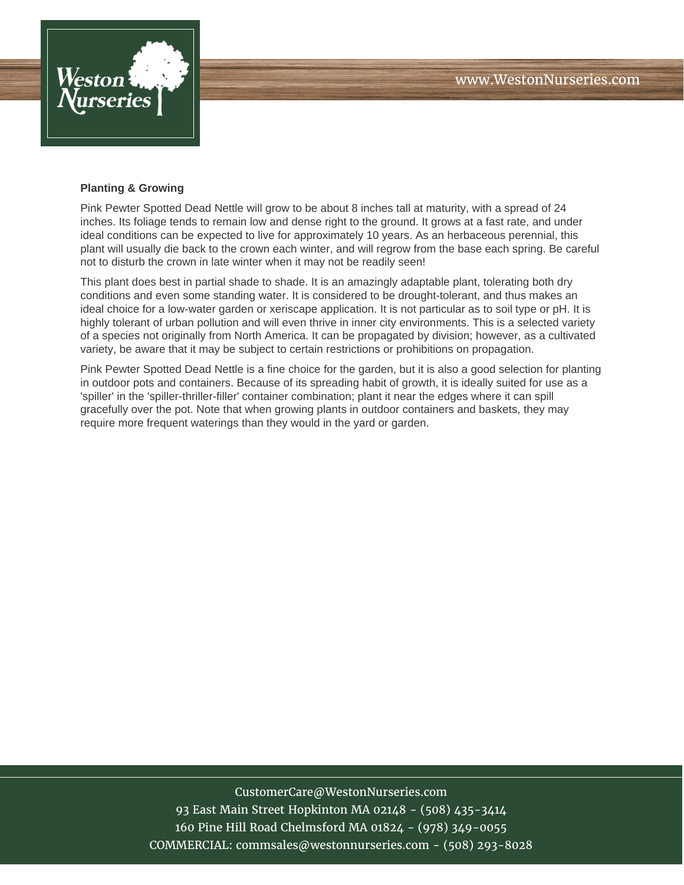**Planting & Growing**

Pink Pewter Spotted Dead Nettle will grow to be about 8 inches tall at maturity, with a spread of 24 inches. Its foliage tends to remain low and dense right to the ground. It grows at a fast rate, and under ideal conditions can be expected to live for approximately 10 years. As an herbaceous perennial, this plant will usually die back to the crown each winter, and will regrow from the base each spring. Be careful not to disturb the crown in late winter when it may not be readily seen!

This plant does best in partial shade to shade. It is an amazingly adaptable plant, tolerating both dry conditions and even some standing water. It is considered to be drought-tolerant, and thus makes an ideal choice for a low-water garden or xeriscape application. It is not particular as to soil type or pH. It is highly tolerant of urban pollution and will even thrive in inner city environments. This is a selected variety of a species not originally from North America. It can be propagated by division; however, as a cultivated variety, be aware that it may be subject to certain restrictions or prohibitions on propagation.

Pink Pewter Spotted Dead Nettle is a fine choice for the garden, but it is also a good selection for planting in outdoor pots and containers. Because of its spreading habit of growth, it is ideally suited for use as a 'spiller' in the 'spiller-thriller-filler' container combination; plant it near the edges where it can spill gracefully over the pot. Note that when growing plants in outdoor containers and baskets, they may require more frequent waterings than they would in the yard or garden.